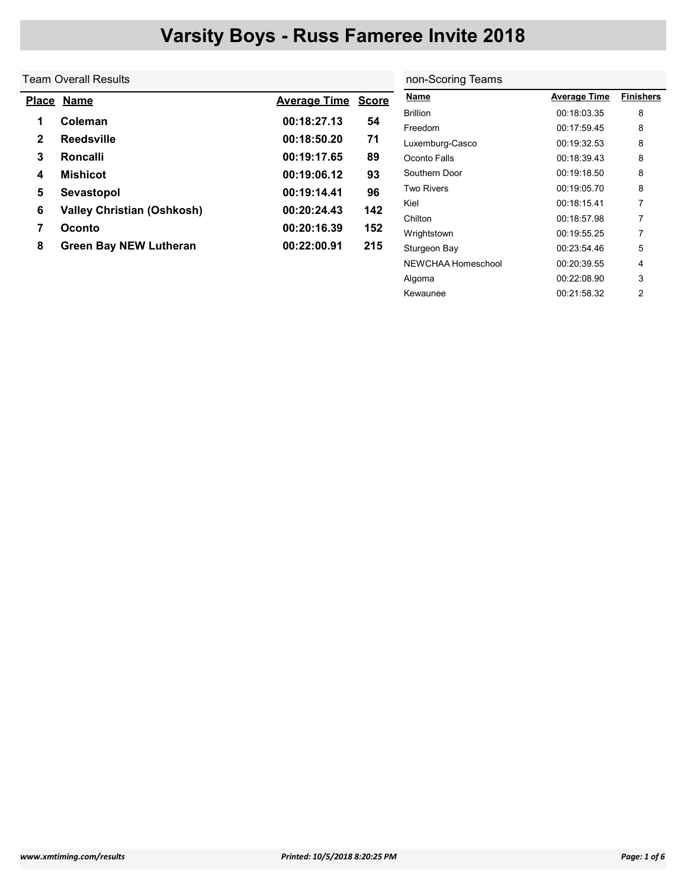# Varsity Boys - Russ Fameree Invite 2018

## Team Overall Results

| Place | Name | Average Time | Score |
|---|---|---|---|
| 1 | Coleman | 00:18:27.13 | 54 |
| 2 | Reedsville | 00:18:50.20 | 71 |
| 3 | Roncalli | 00:19:17.65 | 89 |
| 4 | Mishicot | 00:19:06.12 | 93 |
| 5 | Sevastopol | 00:19:14.41 | 96 |
| 6 | Valley Christian (Oshkosh) | 00:20:24.43 | 142 |
| 7 | Oconto | 00:20:16.39 | 152 |
| 8 | Green Bay NEW Lutheran | 00:22:00.91 | 215 |

## non-Scoring Teams

| Name | Average Time | Finishers |
|---|---|---|
| Brillion | 00:18:03.35 | 8 |
| Freedom | 00:17:59.45 | 8 |
| Luxemburg-Casco | 00:19:32.53 | 8 |
| Oconto Falls | 00:18:39.43 | 8 |
| Southern Door | 00:19:18.50 | 8 |
| Two Rivers | 00:19:05.70 | 8 |
| Kiel | 00:18:15.41 | 7 |
| Chilton | 00:18:57.98 | 7 |
| Wrightstown | 00:19:55.25 | 7 |
| Sturgeon Bay | 00:23:54.46 | 5 |
| NEWCHAA Homeschool | 00:20:39.55 | 4 |
| Algoma | 00:22:08.90 | 3 |
| Kewaunee | 00:21:58.32 | 2 |

www.xmtiming.com/results

Printed: 10/5/2018 8:20:25 PM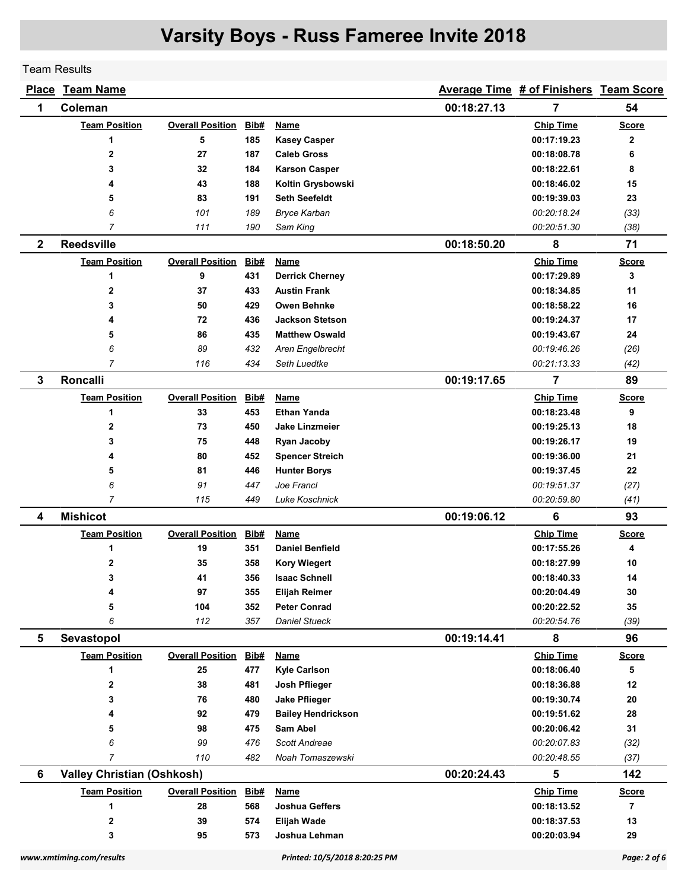# Varsity Boys - Russ Fameree Invite 2018

Team Results

| Place | Team Name | Average Time | # of Finishers | Team Score |
|---|---|---|---|---|
| 1 | Coleman | 00:18:27.13 | 7 | 54 |

| Team Position | Overall Position | Bib# | Name | Chip Time | Score |
|---|---|---|---|---|---|
| 1 | 5 | 185 | Kasey Casper | 00:17:19.23 | 2 |
| 2 | 27 | 187 | Caleb Gross | 00:18:08.78 | 6 |
| 3 | 32 | 184 | Karson Casper | 00:18:22.61 | 8 |
| 4 | 43 | 188 | Koltin Grysbowski | 00:18:46.02 | 15 |
| 5 | 83 | 191 | Seth Seefeldt | 00:19:39.03 | 23 |
| *6* | *101* | *189* | *Bryce Karban* | *00:20:18.24* | *(33)* |
| *7* | *111* | *190* | *Sam King* | *00:20:51.30* | *(38)* |

| Place | Team Name | Average Time | # of Finishers | Team Score |
|---|---|---|---|---|
| 2 | Reedsville | 00:18:50.20 | 8 | 71 |

| Team Position | Overall Position | Bib# | Name | Chip Time | Score |
|---|---|---|---|---|---|
| 1 | 9 | 431 | Derrick Cherney | 00:17:29.89 | 3 |
| 2 | 37 | 433 | Austin Frank | 00:18:34.85 | 11 |
| 3 | 50 | 429 | Owen Behnke | 00:18:58.22 | 16 |
| 4 | 72 | 436 | Jackson Stetson | 00:19:24.37 | 17 |
| 5 | 86 | 435 | Matthew Oswald | 00:19:43.67 | 24 |
| *6* | *89* | *432* | *Aren Engelbrecht* | *00:19:46.26* | *(26)* |
| *7* | *116* | *434* | *Seth Luedtke* | *00:21:13.33* | *(42)* |

| Place | Team Name | Average Time | # of Finishers | Team Score |
|---|---|---|---|---|
| 3 | Roncalli | 00:19:17.65 | 7 | 89 |

| Team Position | Overall Position | Bib# | Name | Chip Time | Score |
|---|---|---|---|---|---|
| 1 | 33 | 453 | Ethan Yanda | 00:18:23.48 | 9 |
| 2 | 73 | 450 | Jake Linzmeier | 00:19:25.13 | 18 |
| 3 | 75 | 448 | Ryan Jacoby | 00:19:26.17 | 19 |
| 4 | 80 | 452 | Spencer Streich | 00:19:36.00 | 21 |
| 5 | 81 | 446 | Hunter Borys | 00:19:37.45 | 22 |
| *6* | *91* | *447* | *Joe Francl* | *00:19:51.37* | *(27)* |
| *7* | *115* | *449* | *Luke Koschnick* | *00:20:59.80* | *(41)* |

| Place | Team Name | Average Time | # of Finishers | Team Score |
|---|---|---|---|---|
| 4 | Mishicot | 00:19:06.12 | 6 | 93 |

| Team Position | Overall Position | Bib# | Name | Chip Time | Score |
|---|---|---|---|---|---|
| 1 | 19 | 351 | Daniel Benfield | 00:17:55.26 | 4 |
| 2 | 35 | 358 | Kory Wiegert | 00:18:27.99 | 10 |
| 3 | 41 | 356 | Isaac Schnell | 00:18:40.33 | 14 |
| 4 | 97 | 355 | Elijah Reimer | 00:20:04.49 | 30 |
| 5 | 104 | 352 | Peter Conrad | 00:20:22.52 | 35 |
| *6* | *112* | *357* | *Daniel Stueck* | *00:20:54.76* | *(39)* |

| Place | Team Name | Average Time | # of Finishers | Team Score |
|---|---|---|---|---|
| 5 | Sevastopol | 00:19:14.41 | 8 | 96 |

| Team Position | Overall Position | Bib# | Name | Chip Time | Score |
|---|---|---|---|---|---|
| 1 | 25 | 477 | Kyle Carlson | 00:18:06.40 | 5 |
| 2 | 38 | 481 | Josh Pflieger | 00:18:36.88 | 12 |
| 3 | 76 | 480 | Jake Pflieger | 00:19:30.74 | 20 |
| 4 | 92 | 479 | Bailey Hendrickson | 00:19:51.62 | 28 |
| 5 | 98 | 475 | Sam Abel | 00:20:06.42 | 31 |
| *6* | *99* | *476* | *Scott Andreae* | *00:20:07.83* | *(32)* |
| *7* | *110* | *482* | *Noah Tomaszewski* | *00:20:48.55* | *(37)* |

| Place | Team Name | Average Time | # of Finishers | Team Score |
|---|---|---|---|---|
| 6 | Valley Christian (Oshkosh) | 00:20:24.43 | 5 | 142 |

| Team Position | Overall Position | Bib# | Name | Chip Time | Score |
|---|---|---|---|---|---|
| 1 | 28 | 568 | Joshua Geffers | 00:18:13.52 | 7 |
| 2 | 39 | 574 | Elijah Wade | 00:18:37.53 | 13 |
| 3 | 95 | 573 | Joshua Lehman | 00:20:03.94 | 29 |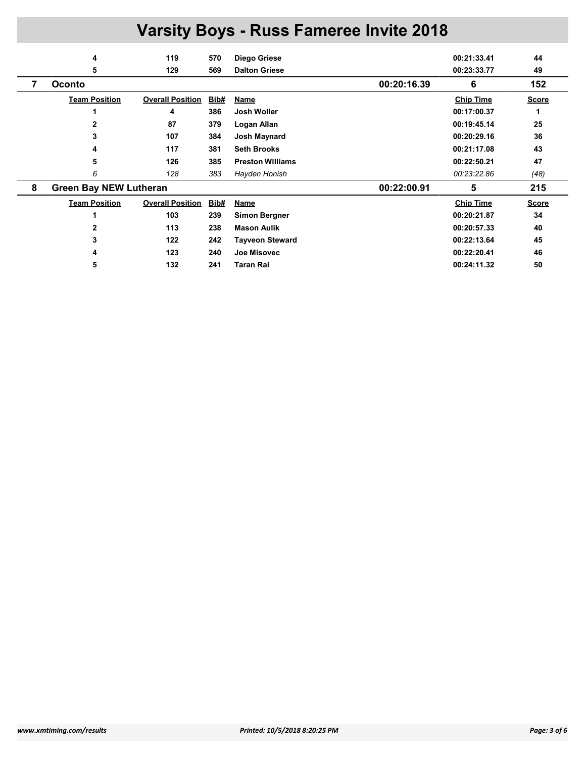# Varsity Boys - Russ Fameree Invite 2018

| Team Position | Overall Position | Bib# | Name | Chip Time | Score |
|---|---|---|---|---|---|
| 4 | 119 | 570 | Diego Griese | 00:21:33.41 | 44 |
| 5 | 129 | 569 | Dalton Griese | 00:23:33.77 | 49 |

## 7 Oconto — 00:20:16.39 — 6 — 152

| Team Position | Overall Position | Bib# | Name | Chip Time | Score |
|---|---|---|---|---|---|
| 1 | 4 | 386 | Josh Woller | 00:17:00.37 | 1 |
| 2 | 87 | 379 | Logan Allan | 00:19:45.14 | 25 |
| 3 | 107 | 384 | Josh Maynard | 00:20:29.16 | 36 |
| 4 | 117 | 381 | Seth Brooks | 00:21:17.08 | 43 |
| 5 | 126 | 385 | Preston Williams | 00:22:50.21 | 47 |
| *6* | *128* | *383* | *Hayden Honish* | *00:23:22.86* | *(48)* |

## 8 Green Bay NEW Lutheran — 00:22:00.91 — 5 — 215

| Team Position | Overall Position | Bib# | Name | Chip Time | Score |
|---|---|---|---|---|---|
| 1 | 103 | 239 | Simon Bergner | 00:20:21.87 | 34 |
| 2 | 113 | 238 | Mason Aulik | 00:20:57.33 | 40 |
| 3 | 122 | 242 | Tayveon Steward | 00:22:13.64 | 45 |
| 4 | 123 | 240 | Joe Misovec | 00:22:20.41 | 46 |
| 5 | 132 | 241 | Taran Rai | 00:24:11.32 | 50 |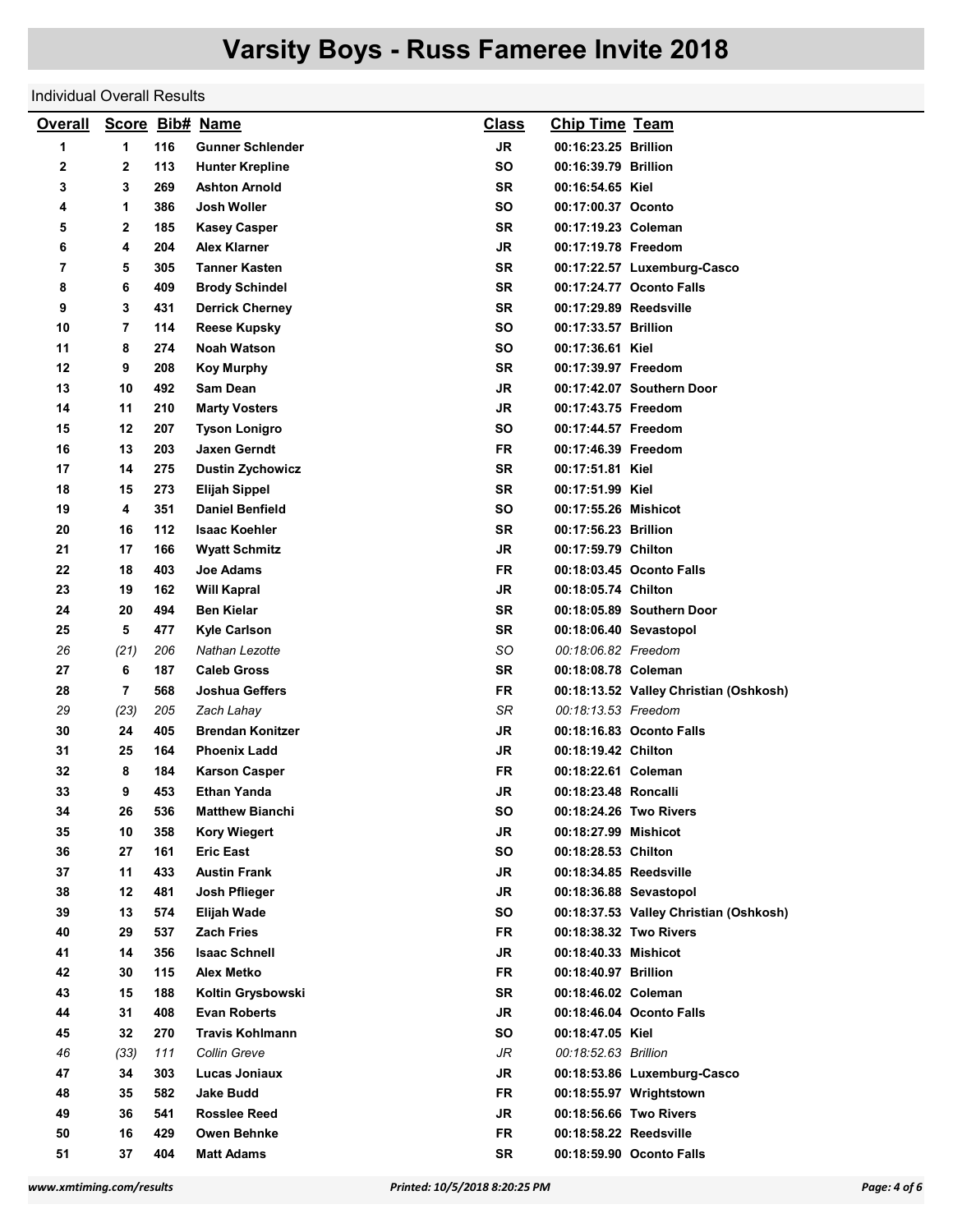# Varsity Boys - Russ Fameree Invite 2018

Individual Overall Results

| Overall | Score | Bib# | Name | Class | Chip Time | Team |
|---|---|---|---|---|---|---|
| 1 | 1 | 116 | Gunner Schlender | JR | 00:16:23.25 | Brillion |
| 2 | 2 | 113 | Hunter Krepline | SO | 00:16:39.79 | Brillion |
| 3 | 3 | 269 | Ashton Arnold | SR | 00:16:54.65 | Kiel |
| 4 | 1 | 386 | Josh Woller | SO | 00:17:00.37 | Oconto |
| 5 | 2 | 185 | Kasey Casper | SR | 00:17:19.23 | Coleman |
| 6 | 4 | 204 | Alex Klarner | JR | 00:17:19.78 | Freedom |
| 7 | 5 | 305 | Tanner Kasten | SR | 00:17:22.57 | Luxemburg-Casco |
| 8 | 6 | 409 | Brody Schindel | SR | 00:17:24.77 | Oconto Falls |
| 9 | 3 | 431 | Derrick Cherney | SR | 00:17:29.89 | Reedsville |
| 10 | 7 | 114 | Reese Kupsky | SO | 00:17:33.57 | Brillion |
| 11 | 8 | 274 | Noah Watson | SO | 00:17:36.61 | Kiel |
| 12 | 9 | 208 | Koy Murphy | SR | 00:17:39.97 | Freedom |
| 13 | 10 | 492 | Sam Dean | JR | 00:17:42.07 | Southern Door |
| 14 | 11 | 210 | Marty Vosters | JR | 00:17:43.75 | Freedom |
| 15 | 12 | 207 | Tyson Lonigro | SO | 00:17:44.57 | Freedom |
| 16 | 13 | 203 | Jaxen Gerndt | FR | 00:17:46.39 | Freedom |
| 17 | 14 | 275 | Dustin Zychowicz | SR | 00:17:51.81 | Kiel |
| 18 | 15 | 273 | Elijah Sippel | SR | 00:17:51.99 | Kiel |
| 19 | 4 | 351 | Daniel Benfield | SO | 00:17:55.26 | Mishicot |
| 20 | 16 | 112 | Isaac Koehler | SR | 00:17:56.23 | Brillion |
| 21 | 17 | 166 | Wyatt Schmitz | JR | 00:17:59.79 | Chilton |
| 22 | 18 | 403 | Joe Adams | FR | 00:18:03.45 | Oconto Falls |
| 23 | 19 | 162 | Will Kapral | JR | 00:18:05.74 | Chilton |
| 24 | 20 | 494 | Ben Kielar | SR | 00:18:05.89 | Southern Door |
| 25 | 5 | 477 | Kyle Carlson | SR | 00:18:06.40 | Sevastopol |
| *26* | *(21)* | *206* | *Nathan Lezotte* | *SO* | *00:18:06.82* | *Freedom* |
| 27 | 6 | 187 | Caleb Gross | SR | 00:18:08.78 | Coleman |
| 28 | 7 | 568 | Joshua Geffers | FR | 00:18:13.52 | Valley Christian (Oshkosh) |
| *29* | *(23)* | *205* | *Zach Lahay* | *SR* | *00:18:13.53* | *Freedom* |
| 30 | 24 | 405 | Brendan Konitzer | JR | 00:18:16.83 | Oconto Falls |
| 31 | 25 | 164 | Phoenix Ladd | JR | 00:18:19.42 | Chilton |
| 32 | 8 | 184 | Karson Casper | FR | 00:18:22.61 | Coleman |
| 33 | 9 | 453 | Ethan Yanda | JR | 00:18:23.48 | Roncalli |
| 34 | 26 | 536 | Matthew Bianchi | SO | 00:18:24.26 | Two Rivers |
| 35 | 10 | 358 | Kory Wiegert | JR | 00:18:27.99 | Mishicot |
| 36 | 27 | 161 | Eric East | SO | 00:18:28.53 | Chilton |
| 37 | 11 | 433 | Austin Frank | JR | 00:18:34.85 | Reedsville |
| 38 | 12 | 481 | Josh Pflieger | JR | 00:18:36.88 | Sevastopol |
| 39 | 13 | 574 | Elijah Wade | SO | 00:18:37.53 | Valley Christian (Oshkosh) |
| 40 | 29 | 537 | Zach Fries | FR | 00:18:38.32 | Two Rivers |
| 41 | 14 | 356 | Isaac Schnell | JR | 00:18:40.33 | Mishicot |
| 42 | 30 | 115 | Alex Metko | FR | 00:18:40.97 | Brillion |
| 43 | 15 | 188 | Koltin Grysbowski | SR | 00:18:46.02 | Coleman |
| 44 | 31 | 408 | Evan Roberts | JR | 00:18:46.04 | Oconto Falls |
| 45 | 32 | 270 | Travis Kohlmann | SO | 00:18:47.05 | Kiel |
| *46* | *(33)* | *111* | *Collin Greve* | *JR* | *00:18:52.63* | *Brillion* |
| 47 | 34 | 303 | Lucas Joniaux | JR | 00:18:53.86 | Luxemburg-Casco |
| 48 | 35 | 582 | Jake Budd | FR | 00:18:55.97 | Wrightstown |
| 49 | 36 | 541 | Rosslee Reed | JR | 00:18:56.66 | Two Rivers |
| 50 | 16 | 429 | Owen Behnke | FR | 00:18:58.22 | Reedsville |
| 51 | 37 | 404 | Matt Adams | SR | 00:18:59.90 | Oconto Falls |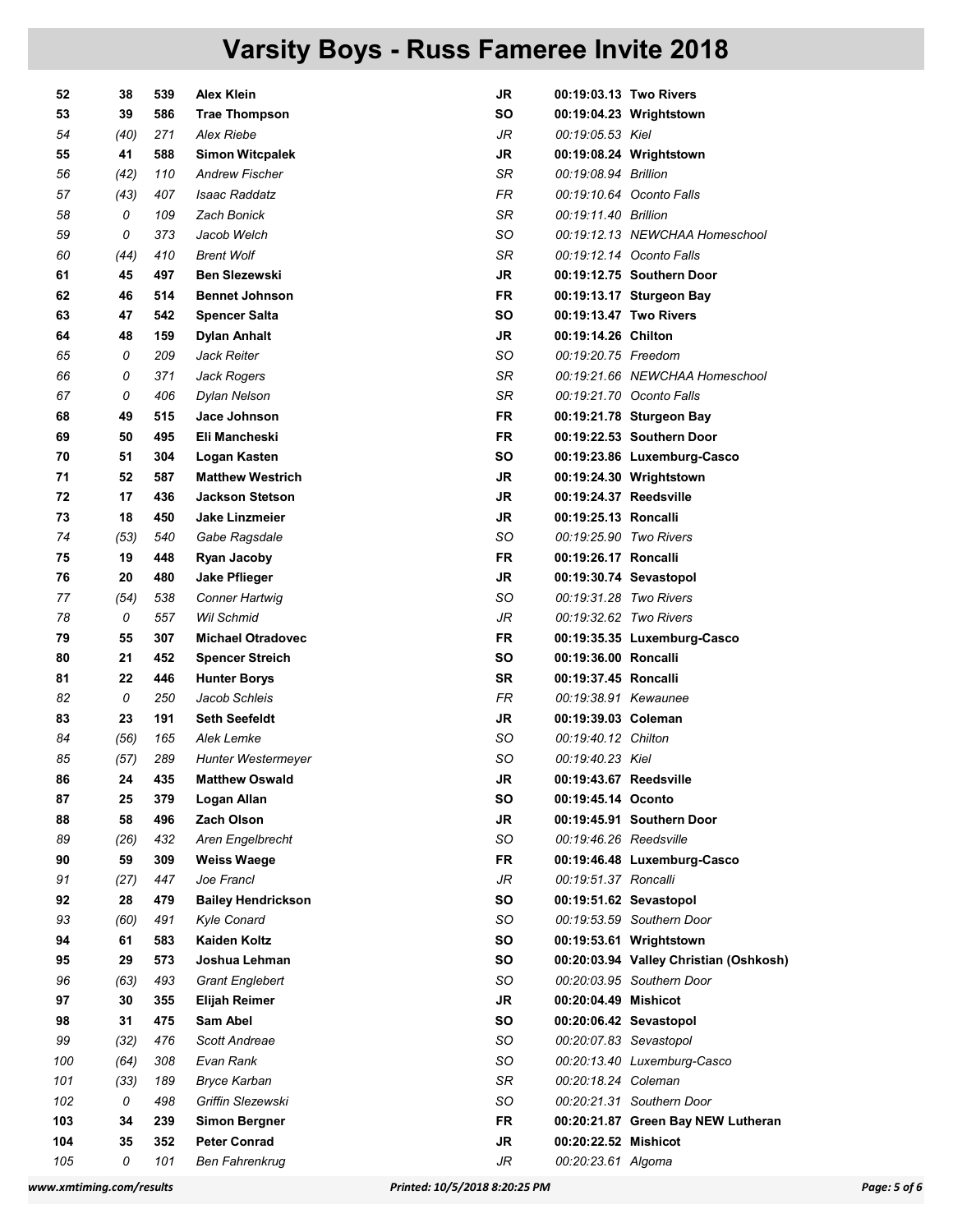# Varsity Boys - Russ Fameree Invite 2018

| | | | | | | |
|---|---|---|---|---|---|---|
| **52** | **38** | **539** | **Alex Klein** | **JR** | **00:19:03.13** | **Two Rivers** |
| **53** | **39** | **586** | **Trae Thompson** | **SO** | **00:19:04.23** | **Wrightstown** |
| *54* | *(40)* | *271* | *Alex Riebe* | *JR* | *00:19:05.53* | *Kiel* |
| **55** | **41** | **588** | **Simon Witcpalek** | **JR** | **00:19:08.24** | **Wrightstown** |
| *56* | *(42)* | *110* | *Andrew Fischer* | *SR* | *00:19:08.94* | *Brillion* |
| *57* | *(43)* | *407* | *Isaac Raddatz* | *FR* | *00:19:10.64* | *Oconto Falls* |
| *58* | *0* | *109* | *Zach Bonick* | *SR* | *00:19:11.40* | *Brillion* |
| *59* | *0* | *373* | *Jacob Welch* | *SO* | *00:19:12.13* | *NEWCHAA Homeschool* |
| *60* | *(44)* | *410* | *Brent Wolf* | *SR* | *00:19:12.14* | *Oconto Falls* |
| **61** | **45** | **497** | **Ben Slezewski** | **JR** | **00:19:12.75** | **Southern Door** |
| **62** | **46** | **514** | **Bennet Johnson** | **FR** | **00:19:13.17** | **Sturgeon Bay** |
| **63** | **47** | **542** | **Spencer Salta** | **SO** | **00:19:13.47** | **Two Rivers** |
| **64** | **48** | **159** | **Dylan Anhalt** | **JR** | **00:19:14.26** | **Chilton** |
| *65* | *0* | *209* | *Jack Reiter* | *SO* | *00:19:20.75* | *Freedom* |
| *66* | *0* | *371* | *Jack Rogers* | *SR* | *00:19:21.66* | *NEWCHAA Homeschool* |
| *67* | *0* | *406* | *Dylan Nelson* | *SR* | *00:19:21.70* | *Oconto Falls* |
| **68** | **49** | **515** | **Jace Johnson** | **FR** | **00:19:21.78** | **Sturgeon Bay** |
| **69** | **50** | **495** | **Eli Mancheski** | **FR** | **00:19:22.53** | **Southern Door** |
| **70** | **51** | **304** | **Logan Kasten** | **SO** | **00:19:23.86** | **Luxemburg-Casco** |
| **71** | **52** | **587** | **Matthew Westrich** | **JR** | **00:19:24.30** | **Wrightstown** |
| **72** | **17** | **436** | **Jackson Stetson** | **JR** | **00:19:24.37** | **Reedsville** |
| **73** | **18** | **450** | **Jake Linzmeier** | **JR** | **00:19:25.13** | **Roncalli** |
| *74* | *(53)* | *540* | *Gabe Ragsdale* | *SO* | *00:19:25.90* | *Two Rivers* |
| **75** | **19** | **448** | **Ryan Jacoby** | **FR** | **00:19:26.17** | **Roncalli** |
| **76** | **20** | **480** | **Jake Pflieger** | **JR** | **00:19:30.74** | **Sevastopol** |
| *77* | *(54)* | *538* | *Conner Hartwig* | *SO* | *00:19:31.28* | *Two Rivers* |
| *78* | *0* | *557* | *Wil Schmid* | *JR* | *00:19:32.62* | *Two Rivers* |
| **79** | **55** | **307** | **Michael Otradovec** | **FR** | **00:19:35.35** | **Luxemburg-Casco** |
| **80** | **21** | **452** | **Spencer Streich** | **SO** | **00:19:36.00** | **Roncalli** |
| **81** | **22** | **446** | **Hunter Borys** | **SR** | **00:19:37.45** | **Roncalli** |
| *82* | *0* | *250* | *Jacob Schleis* | *FR* | *00:19:38.91* | *Kewaunee* |
| **83** | **23** | **191** | **Seth Seefeldt** | **JR** | **00:19:39.03** | **Coleman** |
| *84* | *(56)* | *165* | *Alek Lemke* | *SO* | *00:19:40.12* | *Chilton* |
| *85* | *(57)* | *289* | *Hunter Westermeyer* | *SO* | *00:19:40.23* | *Kiel* |
| **86** | **24** | **435** | **Matthew Oswald** | **JR** | **00:19:43.67** | **Reedsville** |
| **87** | **25** | **379** | **Logan Allan** | **SO** | **00:19:45.14** | **Oconto** |
| **88** | **58** | **496** | **Zach Olson** | **JR** | **00:19:45.91** | **Southern Door** |
| *89* | *(26)* | *432* | *Aren Engelbrecht* | *SO* | *00:19:46.26* | *Reedsville* |
| **90** | **59** | **309** | **Weiss Waege** | **FR** | **00:19:46.48** | **Luxemburg-Casco** |
| *91* | *(27)* | *447* | *Joe Francl* | *JR* | *00:19:51.37* | *Roncalli* |
| **92** | **28** | **479** | **Bailey Hendrickson** | **SO** | **00:19:51.62** | **Sevastopol** |
| *93* | *(60)* | *491* | *Kyle Conard* | *SO* | *00:19:53.59* | *Southern Door* |
| **94** | **61** | **583** | **Kaiden Koltz** | **SO** | **00:19:53.61** | **Wrightstown** |
| **95** | **29** | **573** | **Joshua Lehman** | **SO** | **00:20:03.94** | **Valley Christian (Oshkosh)** |
| *96* | *(63)* | *493* | *Grant Englebert* | *SO* | *00:20:03.95* | *Southern Door* |
| **97** | **30** | **355** | **Elijah Reimer** | **JR** | **00:20:04.49** | **Mishicot** |
| **98** | **31** | **475** | **Sam Abel** | **SO** | **00:20:06.42** | **Sevastopol** |
| *99* | *(32)* | *476* | *Scott Andreae* | *SO* | *00:20:07.83* | *Sevastopol* |
| *100* | *(64)* | *308* | *Evan Rank* | *SO* | *00:20:13.40* | *Luxemburg-Casco* |
| *101* | *(33)* | *189* | *Bryce Karban* | *SR* | *00:20:18.24* | *Coleman* |
| *102* | *0* | *498* | *Griffin Slezewski* | *SO* | *00:20:21.31* | *Southern Door* |
| **103** | **34** | **239** | **Simon Bergner** | **FR** | **00:20:21.87** | **Green Bay NEW Lutheran** |
| **104** | **35** | **352** | **Peter Conrad** | **JR** | **00:20:22.52** | **Mishicot** |
| *105* | *0* | *101* | *Ben Fahrenkrug* | *JR* | *00:20:23.61* | *Algoma* |

www.xmtiming.com/results — Printed: 10/5/2018 8:20:25 PM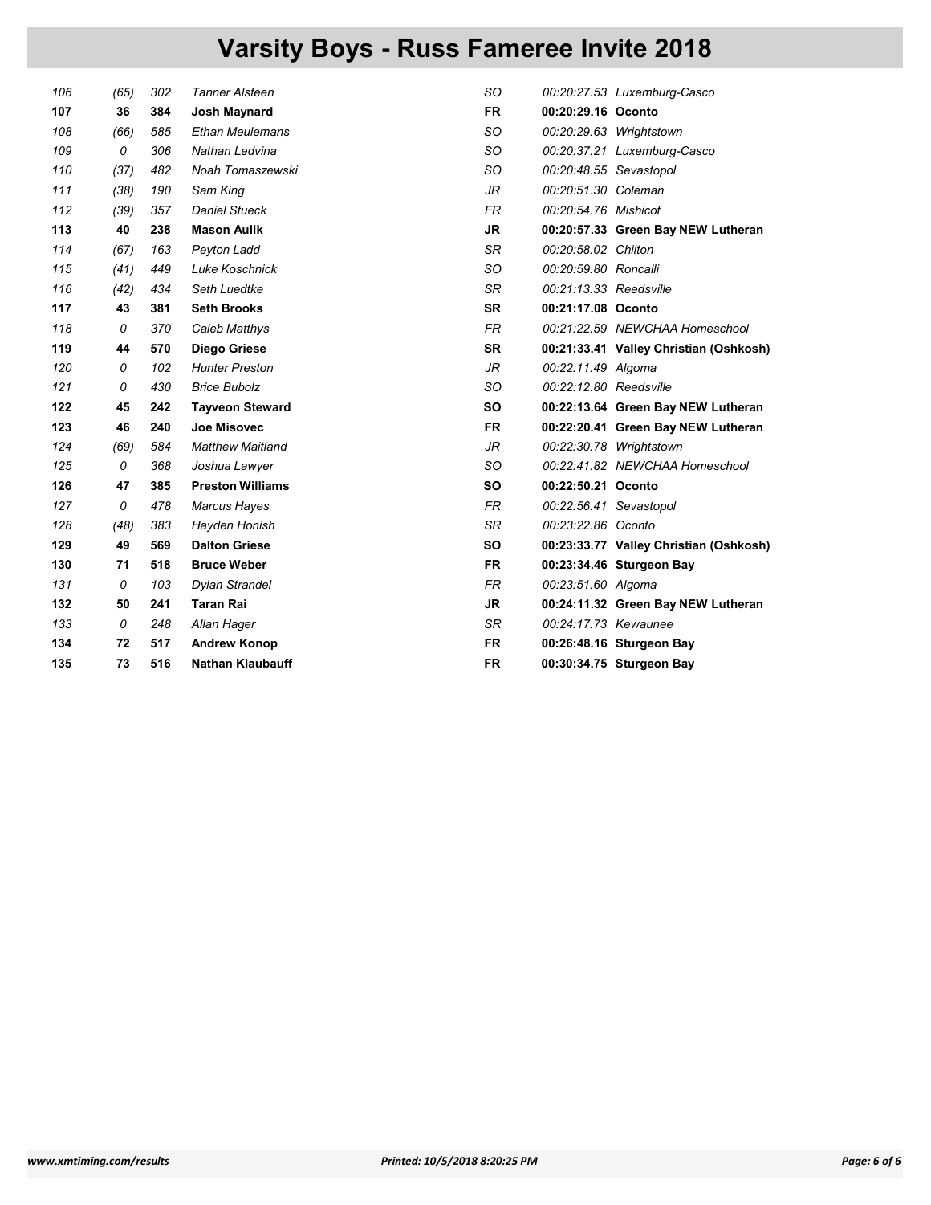# Varsity Boys - Russ Fameree Invite 2018

| | | | | | | |
|---|---|---|---|---|---|---|
| *106* | *(65)* | *302* | *Tanner Alsteen* | *SO* | *00:20:27.53* | *Luxemburg-Casco* |
| **107** | **36** | **384** | **Josh Maynard** | **FR** | **00:20:29.16** | **Oconto** |
| *108* | *(66)* | *585* | *Ethan Meulemans* | *SO* | *00:20:29.63* | *Wrightstown* |
| *109* | *0* | *306* | *Nathan Ledvina* | *SO* | *00:20:37.21* | *Luxemburg-Casco* |
| *110* | *(37)* | *482* | *Noah Tomaszewski* | *SO* | *00:20:48.55* | *Sevastopol* |
| *111* | *(38)* | *190* | *Sam King* | *JR* | *00:20:51.30* | *Coleman* |
| *112* | *(39)* | *357* | *Daniel Stueck* | *FR* | *00:20:54.76* | *Mishicot* |
| **113** | **40** | **238** | **Mason Aulik** | **JR** | **00:20:57.33** | **Green Bay NEW Lutheran** |
| *114* | *(67)* | *163* | *Peyton Ladd* | *SR* | *00:20:58.02* | *Chilton* |
| *115* | *(41)* | *449* | *Luke Koschnick* | *SO* | *00:20:59.80* | *Roncalli* |
| *116* | *(42)* | *434* | *Seth Luedtke* | *SR* | *00:21:13.33* | *Reedsville* |
| **117** | **43** | **381** | **Seth Brooks** | **SR** | **00:21:17.08** | **Oconto** |
| *118* | *0* | *370* | *Caleb Matthys* | *FR* | *00:21:22.59* | *NEWCHAA Homeschool* |
| **119** | **44** | **570** | **Diego Griese** | **SR** | **00:21:33.41** | **Valley Christian (Oshkosh)** |
| *120* | *0* | *102* | *Hunter Preston* | *JR* | *00:22:11.49* | *Algoma* |
| *121* | *0* | *430* | *Brice Bubolz* | *SO* | *00:22:12.80* | *Reedsville* |
| **122** | **45** | **242** | **Tayveon Steward** | **SO** | **00:22:13.64** | **Green Bay NEW Lutheran** |
| **123** | **46** | **240** | **Joe Misovec** | **FR** | **00:22:20.41** | **Green Bay NEW Lutheran** |
| *124* | *(69)* | *584* | *Matthew Maitland* | *JR* | *00:22:30.78* | *Wrightstown* |
| *125* | *0* | *368* | *Joshua Lawyer* | *SO* | *00:22:41.82* | *NEWCHAA Homeschool* |
| **126** | **47** | **385** | **Preston Williams** | **SO** | **00:22:50.21** | **Oconto** |
| *127* | *0* | *478* | *Marcus Hayes* | *FR* | *00:22:56.41* | *Sevastopol* |
| *128* | *(48)* | *383* | *Hayden Honish* | *SR* | *00:23:22.86* | *Oconto* |
| **129** | **49** | **569** | **Dalton Griese** | **SO** | **00:23:33.77** | **Valley Christian (Oshkosh)** |
| **130** | **71** | **518** | **Bruce Weber** | **FR** | **00:23:34.46** | **Sturgeon Bay** |
| *131* | *0* | *103* | *Dylan Strandel* | *FR* | *00:23:51.60* | *Algoma* |
| **132** | **50** | **241** | **Taran Rai** | **JR** | **00:24:11.32** | **Green Bay NEW Lutheran** |
| *133* | *0* | *248* | *Allan Hager* | *SR* | *00:24:17.73* | *Kewaunee* |
| **134** | **72** | **517** | **Andrew Konop** | **FR** | **00:26:48.16** | **Sturgeon Bay** |
| **135** | **73** | **516** | **Nathan Klaubauff** | **FR** | **00:30:34.75** | **Sturgeon Bay** |

*www.xmtiming.com/results* *Printed: 10/5/2018 8:20:25 PM*